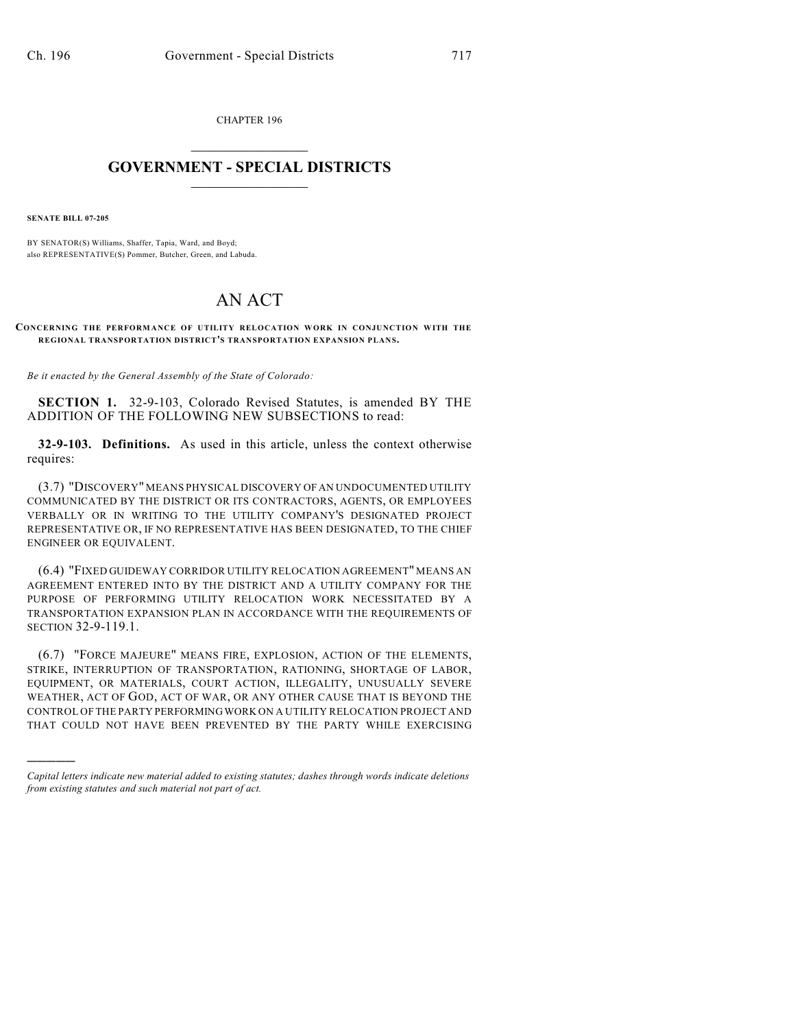CHAPTER 196

# GOVERNMENT - SPECIAL DISTRICTS

**SENATE BILL 07-205**

BY SENATOR(S) Williams, Shaffer, Tapia, Ward, and Boyd;
also REPRESENTATIVE(S) Pommer, Butcher, Green, and Labuda.

# AN ACT

**CONCERNING THE PERFORMANCE OF UTILITY RELOCATION WORK IN CONJUNCTION WITH THE REGIONAL TRANSPORTATION DISTRICT'S TRANSPORTATION EXPANSION PLANS.**

*Be it enacted by the General Assembly of the State of Colorado:*

**SECTION 1.** 32-9-103, Colorado Revised Statutes, is amended BY THE ADDITION OF THE FOLLOWING NEW SUBSECTIONS to read:

**32-9-103. Definitions.** As used in this article, unless the context otherwise requires:

(3.7) "DISCOVERY" MEANS PHYSICAL DISCOVERY OF AN UNDOCUMENTED UTILITY COMMUNICATED BY THE DISTRICT OR ITS CONTRACTORS, AGENTS, OR EMPLOYEES VERBALLY OR IN WRITING TO THE UTILITY COMPANY'S DESIGNATED PROJECT REPRESENTATIVE OR, IF NO REPRESENTATIVE HAS BEEN DESIGNATED, TO THE CHIEF ENGINEER OR EQUIVALENT.

(6.4) "FIXED GUIDEWAY CORRIDOR UTILITY RELOCATION AGREEMENT" MEANS AN AGREEMENT ENTERED INTO BY THE DISTRICT AND A UTILITY COMPANY FOR THE PURPOSE OF PERFORMING UTILITY RELOCATION WORK NECESSITATED BY A TRANSPORTATION EXPANSION PLAN IN ACCORDANCE WITH THE REQUIREMENTS OF SECTION 32-9-119.1.

(6.7) "FORCE MAJEURE" MEANS FIRE, EXPLOSION, ACTION OF THE ELEMENTS, STRIKE, INTERRUPTION OF TRANSPORTATION, RATIONING, SHORTAGE OF LABOR, EQUIPMENT, OR MATERIALS, COURT ACTION, ILLEGALITY, UNUSUALLY SEVERE WEATHER, ACT OF GOD, ACT OF WAR, OR ANY OTHER CAUSE THAT IS BEYOND THE CONTROL OF THE PARTY PERFORMING WORK ON A UTILITY RELOCATION PROJECT AND THAT COULD NOT HAVE BEEN PREVENTED BY THE PARTY WHILE EXERCISING

---

*Capital letters indicate new material added to existing statutes; dashes through words indicate deletions from existing statutes and such material not part of act.*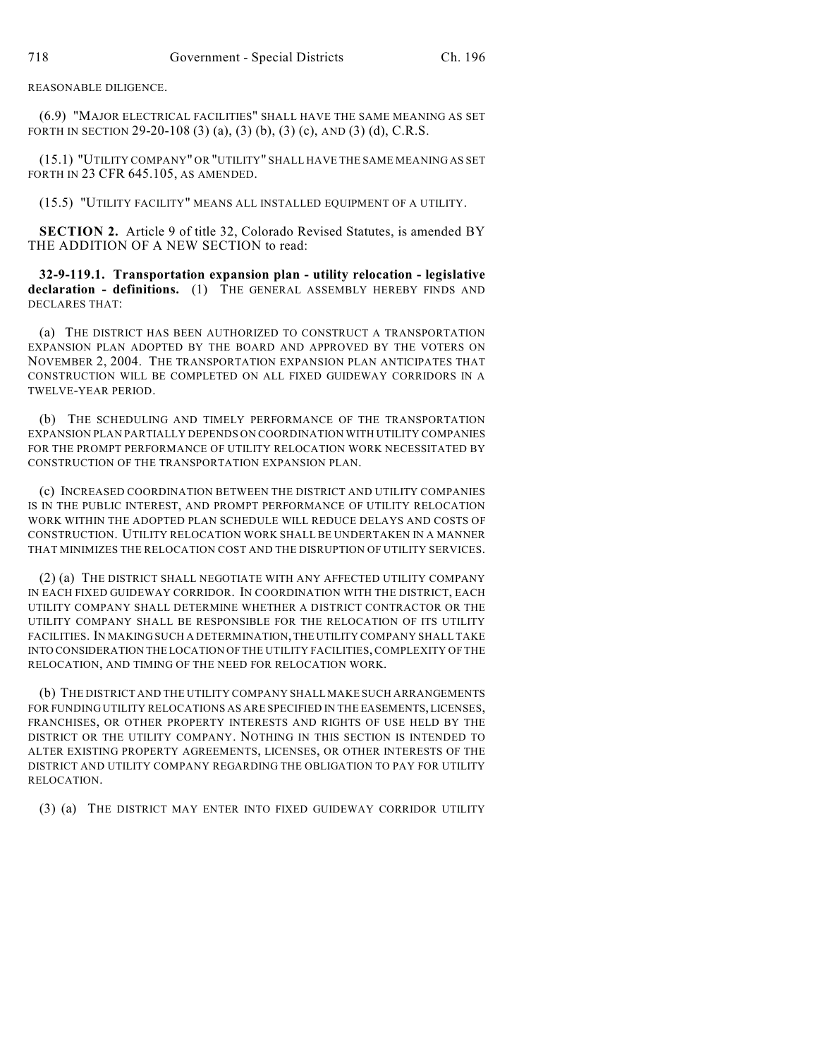REASONABLE DILIGENCE.

(6.9) "MAJOR ELECTRICAL FACILITIES" SHALL HAVE THE SAME MEANING AS SET FORTH IN SECTION 29-20-108 (3) (a), (3) (b), (3) (c), AND (3) (d), C.R.S.

(15.1) "UTILITY COMPANY" OR "UTILITY" SHALL HAVE THE SAME MEANING AS SET FORTH IN 23 CFR 645.105, AS AMENDED.

(15.5) "UTILITY FACILITY" MEANS ALL INSTALLED EQUIPMENT OF A UTILITY.

**SECTION 2.** Article 9 of title 32, Colorado Revised Statutes, is amended BY THE ADDITION OF A NEW SECTION to read:

**32-9-119.1. Transportation expansion plan - utility relocation - legislative declaration - definitions.** (1) THE GENERAL ASSEMBLY HEREBY FINDS AND DECLARES THAT:

(a) THE DISTRICT HAS BEEN AUTHORIZED TO CONSTRUCT A TRANSPORTATION EXPANSION PLAN ADOPTED BY THE BOARD AND APPROVED BY THE VOTERS ON NOVEMBER 2, 2004. THE TRANSPORTATION EXPANSION PLAN ANTICIPATES THAT CONSTRUCTION WILL BE COMPLETED ON ALL FIXED GUIDEWAY CORRIDORS IN A TWELVE-YEAR PERIOD.

(b) THE SCHEDULING AND TIMELY PERFORMANCE OF THE TRANSPORTATION EXPANSION PLAN PARTIALLY DEPENDS ON COORDINATION WITH UTILITY COMPANIES FOR THE PROMPT PERFORMANCE OF UTILITY RELOCATION WORK NECESSITATED BY CONSTRUCTION OF THE TRANSPORTATION EXPANSION PLAN.

(c) INCREASED COORDINATION BETWEEN THE DISTRICT AND UTILITY COMPANIES IS IN THE PUBLIC INTEREST, AND PROMPT PERFORMANCE OF UTILITY RELOCATION WORK WITHIN THE ADOPTED PLAN SCHEDULE WILL REDUCE DELAYS AND COSTS OF CONSTRUCTION. UTILITY RELOCATION WORK SHALL BE UNDERTAKEN IN A MANNER THAT MINIMIZES THE RELOCATION COST AND THE DISRUPTION OF UTILITY SERVICES.

(2) (a) THE DISTRICT SHALL NEGOTIATE WITH ANY AFFECTED UTILITY COMPANY IN EACH FIXED GUIDEWAY CORRIDOR. IN COORDINATION WITH THE DISTRICT, EACH UTILITY COMPANY SHALL DETERMINE WHETHER A DISTRICT CONTRACTOR OR THE UTILITY COMPANY SHALL BE RESPONSIBLE FOR THE RELOCATION OF ITS UTILITY FACILITIES. IN MAKING SUCH A DETERMINATION, THE UTILITY COMPANY SHALL TAKE INTO CONSIDERATION THE LOCATION OF THE UTILITY FACILITIES, COMPLEXITY OF THE RELOCATION, AND TIMING OF THE NEED FOR RELOCATION WORK.

(b) THE DISTRICT AND THE UTILITY COMPANY SHALL MAKE SUCH ARRANGEMENTS FOR FUNDING UTILITY RELOCATIONS AS ARE SPECIFIED IN THE EASEMENTS, LICENSES, FRANCHISES, OR OTHER PROPERTY INTERESTS AND RIGHTS OF USE HELD BY THE DISTRICT OR THE UTILITY COMPANY. NOTHING IN THIS SECTION IS INTENDED TO ALTER EXISTING PROPERTY AGREEMENTS, LICENSES, OR OTHER INTERESTS OF THE DISTRICT AND UTILITY COMPANY REGARDING THE OBLIGATION TO PAY FOR UTILITY RELOCATION.

(3) (a) THE DISTRICT MAY ENTER INTO FIXED GUIDEWAY CORRIDOR UTILITY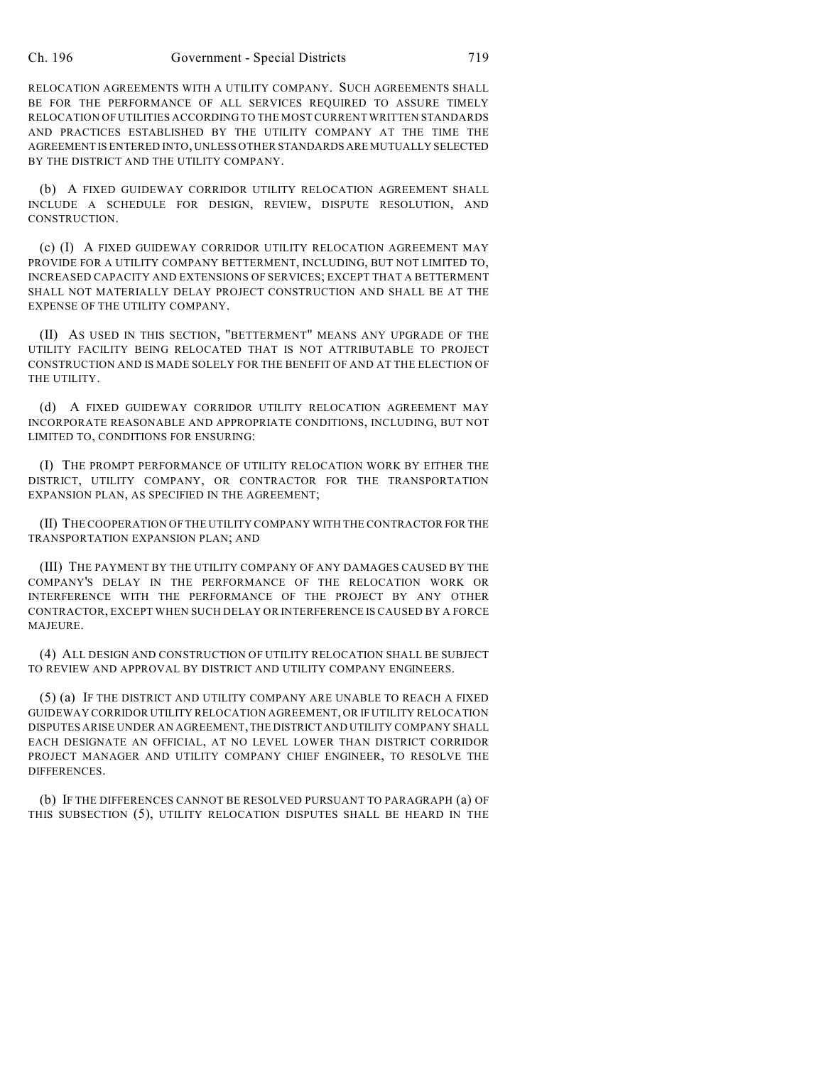RELOCATION AGREEMENTS WITH A UTILITY COMPANY. SUCH AGREEMENTS SHALL BE FOR THE PERFORMANCE OF ALL SERVICES REQUIRED TO ASSURE TIMELY RELOCATION OF UTILITIES ACCORDING TO THE MOST CURRENT WRITTEN STANDARDS AND PRACTICES ESTABLISHED BY THE UTILITY COMPANY AT THE TIME THE AGREEMENT IS ENTERED INTO, UNLESS OTHER STANDARDS ARE MUTUALLY SELECTED BY THE DISTRICT AND THE UTILITY COMPANY.

(b) A FIXED GUIDEWAY CORRIDOR UTILITY RELOCATION AGREEMENT SHALL INCLUDE A SCHEDULE FOR DESIGN, REVIEW, DISPUTE RESOLUTION, AND CONSTRUCTION.

(c) (I) A FIXED GUIDEWAY CORRIDOR UTILITY RELOCATION AGREEMENT MAY PROVIDE FOR A UTILITY COMPANY BETTERMENT, INCLUDING, BUT NOT LIMITED TO, INCREASED CAPACITY AND EXTENSIONS OF SERVICES; EXCEPT THAT A BETTERMENT SHALL NOT MATERIALLY DELAY PROJECT CONSTRUCTION AND SHALL BE AT THE EXPENSE OF THE UTILITY COMPANY.

(II) AS USED IN THIS SECTION, "BETTERMENT" MEANS ANY UPGRADE OF THE UTILITY FACILITY BEING RELOCATED THAT IS NOT ATTRIBUTABLE TO PROJECT CONSTRUCTION AND IS MADE SOLELY FOR THE BENEFIT OF AND AT THE ELECTION OF THE UTILITY.

(d) A FIXED GUIDEWAY CORRIDOR UTILITY RELOCATION AGREEMENT MAY INCORPORATE REASONABLE AND APPROPRIATE CONDITIONS, INCLUDING, BUT NOT LIMITED TO, CONDITIONS FOR ENSURING:

(I) THE PROMPT PERFORMANCE OF UTILITY RELOCATION WORK BY EITHER THE DISTRICT, UTILITY COMPANY, OR CONTRACTOR FOR THE TRANSPORTATION EXPANSION PLAN, AS SPECIFIED IN THE AGREEMENT;

(II) THE COOPERATION OF THE UTILITY COMPANY WITH THE CONTRACTOR FOR THE TRANSPORTATION EXPANSION PLAN; AND

(III) THE PAYMENT BY THE UTILITY COMPANY OF ANY DAMAGES CAUSED BY THE COMPANY'S DELAY IN THE PERFORMANCE OF THE RELOCATION WORK OR INTERFERENCE WITH THE PERFORMANCE OF THE PROJECT BY ANY OTHER CONTRACTOR, EXCEPT WHEN SUCH DELAY OR INTERFERENCE IS CAUSED BY A FORCE MAJEURE.

(4) ALL DESIGN AND CONSTRUCTION OF UTILITY RELOCATION SHALL BE SUBJECT TO REVIEW AND APPROVAL BY DISTRICT AND UTILITY COMPANY ENGINEERS.

(5) (a) IF THE DISTRICT AND UTILITY COMPANY ARE UNABLE TO REACH A FIXED GUIDEWAY CORRIDOR UTILITY RELOCATION AGREEMENT, OR IF UTILITY RELOCATION DISPUTES ARISE UNDER AN AGREEMENT, THE DISTRICT AND UTILITY COMPANY SHALL EACH DESIGNATE AN OFFICIAL, AT NO LEVEL LOWER THAN DISTRICT CORRIDOR PROJECT MANAGER AND UTILITY COMPANY CHIEF ENGINEER, TO RESOLVE THE DIFFERENCES.

(b) IF THE DIFFERENCES CANNOT BE RESOLVED PURSUANT TO PARAGRAPH (a) OF THIS SUBSECTION (5), UTILITY RELOCATION DISPUTES SHALL BE HEARD IN THE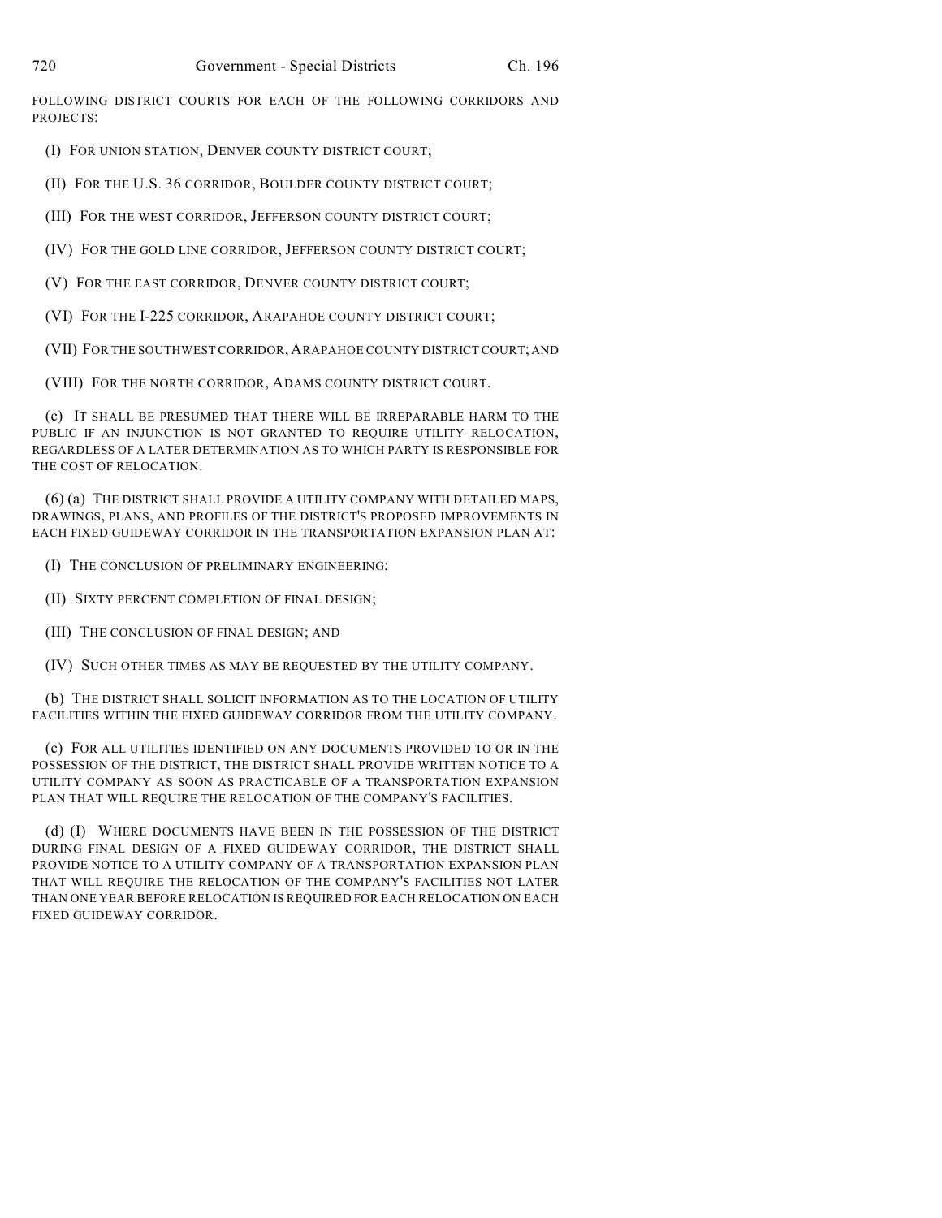FOLLOWING DISTRICT COURTS FOR EACH OF THE FOLLOWING CORRIDORS AND PROJECTS:

(I) FOR UNION STATION, DENVER COUNTY DISTRICT COURT;

(II) FOR THE U.S. 36 CORRIDOR, BOULDER COUNTY DISTRICT COURT;

(III) FOR THE WEST CORRIDOR, JEFFERSON COUNTY DISTRICT COURT;

(IV) FOR THE GOLD LINE CORRIDOR, JEFFERSON COUNTY DISTRICT COURT;

(V) FOR THE EAST CORRIDOR, DENVER COUNTY DISTRICT COURT;

(VI) FOR THE I-225 CORRIDOR, ARAPAHOE COUNTY DISTRICT COURT;

(VII) FOR THE SOUTHWEST CORRIDOR, ARAPAHOE COUNTY DISTRICT COURT; AND

(VIII) FOR THE NORTH CORRIDOR, ADAMS COUNTY DISTRICT COURT.

(c) IT SHALL BE PRESUMED THAT THERE WILL BE IRREPARABLE HARM TO THE PUBLIC IF AN INJUNCTION IS NOT GRANTED TO REQUIRE UTILITY RELOCATION, REGARDLESS OF A LATER DETERMINATION AS TO WHICH PARTY IS RESPONSIBLE FOR THE COST OF RELOCATION.

(6) (a) THE DISTRICT SHALL PROVIDE A UTILITY COMPANY WITH DETAILED MAPS, DRAWINGS, PLANS, AND PROFILES OF THE DISTRICT'S PROPOSED IMPROVEMENTS IN EACH FIXED GUIDEWAY CORRIDOR IN THE TRANSPORTATION EXPANSION PLAN AT:

(I) THE CONCLUSION OF PRELIMINARY ENGINEERING;

(II) SIXTY PERCENT COMPLETION OF FINAL DESIGN;

(III) THE CONCLUSION OF FINAL DESIGN; AND

(IV) SUCH OTHER TIMES AS MAY BE REQUESTED BY THE UTILITY COMPANY.

(b) THE DISTRICT SHALL SOLICIT INFORMATION AS TO THE LOCATION OF UTILITY FACILITIES WITHIN THE FIXED GUIDEWAY CORRIDOR FROM THE UTILITY COMPANY.

(c) FOR ALL UTILITIES IDENTIFIED ON ANY DOCUMENTS PROVIDED TO OR IN THE POSSESSION OF THE DISTRICT, THE DISTRICT SHALL PROVIDE WRITTEN NOTICE TO A UTILITY COMPANY AS SOON AS PRACTICABLE OF A TRANSPORTATION EXPANSION PLAN THAT WILL REQUIRE THE RELOCATION OF THE COMPANY'S FACILITIES.

(d) (I) WHERE DOCUMENTS HAVE BEEN IN THE POSSESSION OF THE DISTRICT DURING FINAL DESIGN OF A FIXED GUIDEWAY CORRIDOR, THE DISTRICT SHALL PROVIDE NOTICE TO A UTILITY COMPANY OF A TRANSPORTATION EXPANSION PLAN THAT WILL REQUIRE THE RELOCATION OF THE COMPANY'S FACILITIES NOT LATER THAN ONE YEAR BEFORE RELOCATION IS REQUIRED FOR EACH RELOCATION ON EACH FIXED GUIDEWAY CORRIDOR.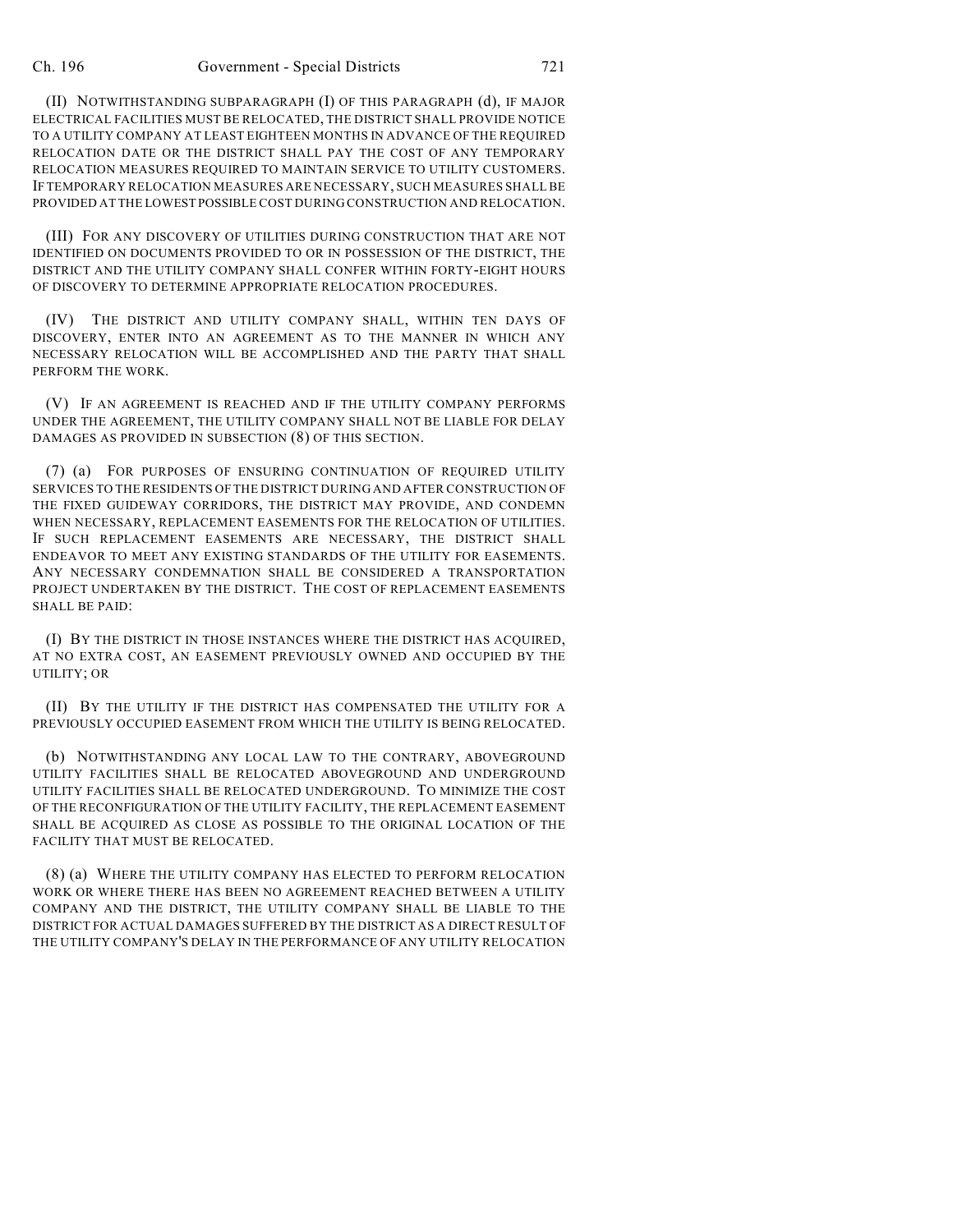(II) NOTWITHSTANDING SUBPARAGRAPH (I) OF THIS PARAGRAPH (d), IF MAJOR ELECTRICAL FACILITIES MUST BE RELOCATED, THE DISTRICT SHALL PROVIDE NOTICE TO A UTILITY COMPANY AT LEAST EIGHTEEN MONTHS IN ADVANCE OF THE REQUIRED RELOCATION DATE OR THE DISTRICT SHALL PAY THE COST OF ANY TEMPORARY RELOCATION MEASURES REQUIRED TO MAINTAIN SERVICE TO UTILITY CUSTOMERS. IF TEMPORARY RELOCATION MEASURES ARE NECESSARY, SUCH MEASURES SHALL BE PROVIDED AT THE LOWEST POSSIBLE COST DURING CONSTRUCTION AND RELOCATION.

(III) FOR ANY DISCOVERY OF UTILITIES DURING CONSTRUCTION THAT ARE NOT IDENTIFIED ON DOCUMENTS PROVIDED TO OR IN POSSESSION OF THE DISTRICT, THE DISTRICT AND THE UTILITY COMPANY SHALL CONFER WITHIN FORTY-EIGHT HOURS OF DISCOVERY TO DETERMINE APPROPRIATE RELOCATION PROCEDURES.

(IV) THE DISTRICT AND UTILITY COMPANY SHALL, WITHIN TEN DAYS OF DISCOVERY, ENTER INTO AN AGREEMENT AS TO THE MANNER IN WHICH ANY NECESSARY RELOCATION WILL BE ACCOMPLISHED AND THE PARTY THAT SHALL PERFORM THE WORK.

(V) IF AN AGREEMENT IS REACHED AND IF THE UTILITY COMPANY PERFORMS UNDER THE AGREEMENT, THE UTILITY COMPANY SHALL NOT BE LIABLE FOR DELAY DAMAGES AS PROVIDED IN SUBSECTION (8) OF THIS SECTION.

(7) (a) FOR PURPOSES OF ENSURING CONTINUATION OF REQUIRED UTILITY SERVICES TO THE RESIDENTS OF THE DISTRICT DURING AND AFTER CONSTRUCTION OF THE FIXED GUIDEWAY CORRIDORS, THE DISTRICT MAY PROVIDE, AND CONDEMN WHEN NECESSARY, REPLACEMENT EASEMENTS FOR THE RELOCATION OF UTILITIES. IF SUCH REPLACEMENT EASEMENTS ARE NECESSARY, THE DISTRICT SHALL ENDEAVOR TO MEET ANY EXISTING STANDARDS OF THE UTILITY FOR EASEMENTS. ANY NECESSARY CONDEMNATION SHALL BE CONSIDERED A TRANSPORTATION PROJECT UNDERTAKEN BY THE DISTRICT. THE COST OF REPLACEMENT EASEMENTS SHALL BE PAID:

(I) BY THE DISTRICT IN THOSE INSTANCES WHERE THE DISTRICT HAS ACQUIRED, AT NO EXTRA COST, AN EASEMENT PREVIOUSLY OWNED AND OCCUPIED BY THE UTILITY; OR

(II) BY THE UTILITY IF THE DISTRICT HAS COMPENSATED THE UTILITY FOR A PREVIOUSLY OCCUPIED EASEMENT FROM WHICH THE UTILITY IS BEING RELOCATED.

(b) NOTWITHSTANDING ANY LOCAL LAW TO THE CONTRARY, ABOVEGROUND UTILITY FACILITIES SHALL BE RELOCATED ABOVEGROUND AND UNDERGROUND UTILITY FACILITIES SHALL BE RELOCATED UNDERGROUND. TO MINIMIZE THE COST OF THE RECONFIGURATION OF THE UTILITY FACILITY, THE REPLACEMENT EASEMENT SHALL BE ACQUIRED AS CLOSE AS POSSIBLE TO THE ORIGINAL LOCATION OF THE FACILITY THAT MUST BE RELOCATED.

(8) (a) WHERE THE UTILITY COMPANY HAS ELECTED TO PERFORM RELOCATION WORK OR WHERE THERE HAS BEEN NO AGREEMENT REACHED BETWEEN A UTILITY COMPANY AND THE DISTRICT, THE UTILITY COMPANY SHALL BE LIABLE TO THE DISTRICT FOR ACTUAL DAMAGES SUFFERED BY THE DISTRICT AS A DIRECT RESULT OF THE UTILITY COMPANY'S DELAY IN THE PERFORMANCE OF ANY UTILITY RELOCATION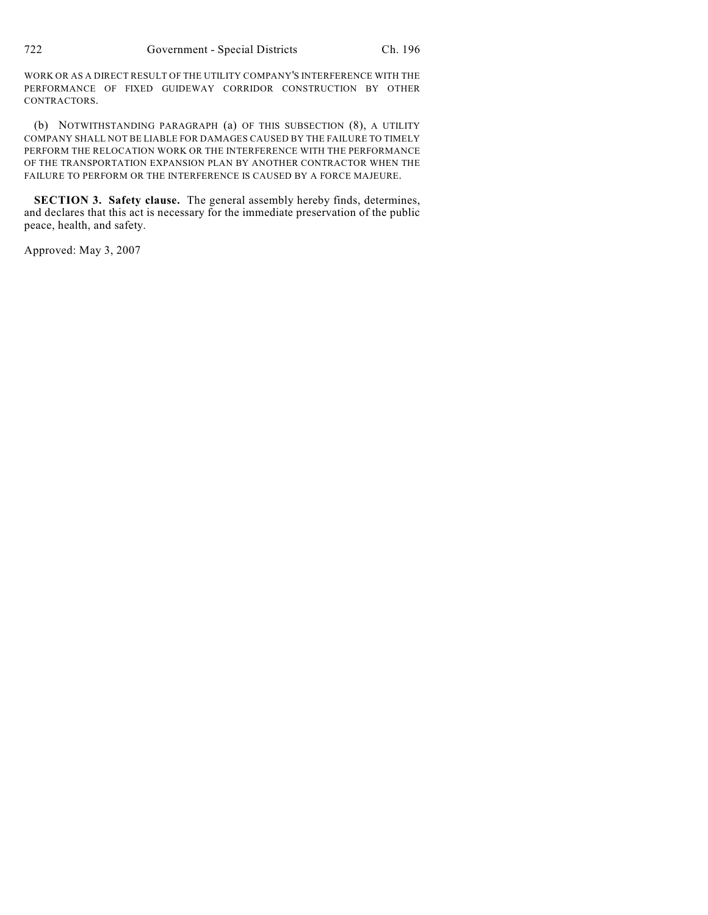WORK OR AS A DIRECT RESULT OF THE UTILITY COMPANY'S INTERFERENCE WITH THE PERFORMANCE OF FIXED GUIDEWAY CORRIDOR CONSTRUCTION BY OTHER CONTRACTORS.

(b) NOTWITHSTANDING PARAGRAPH (a) OF THIS SUBSECTION (8), A UTILITY COMPANY SHALL NOT BE LIABLE FOR DAMAGES CAUSED BY THE FAILURE TO TIMELY PERFORM THE RELOCATION WORK OR THE INTERFERENCE WITH THE PERFORMANCE OF THE TRANSPORTATION EXPANSION PLAN BY ANOTHER CONTRACTOR WHEN THE FAILURE TO PERFORM OR THE INTERFERENCE IS CAUSED BY A FORCE MAJEURE.

**SECTION 3. Safety clause.** The general assembly hereby finds, determines, and declares that this act is necessary for the immediate preservation of the public peace, health, and safety.

Approved: May 3, 2007